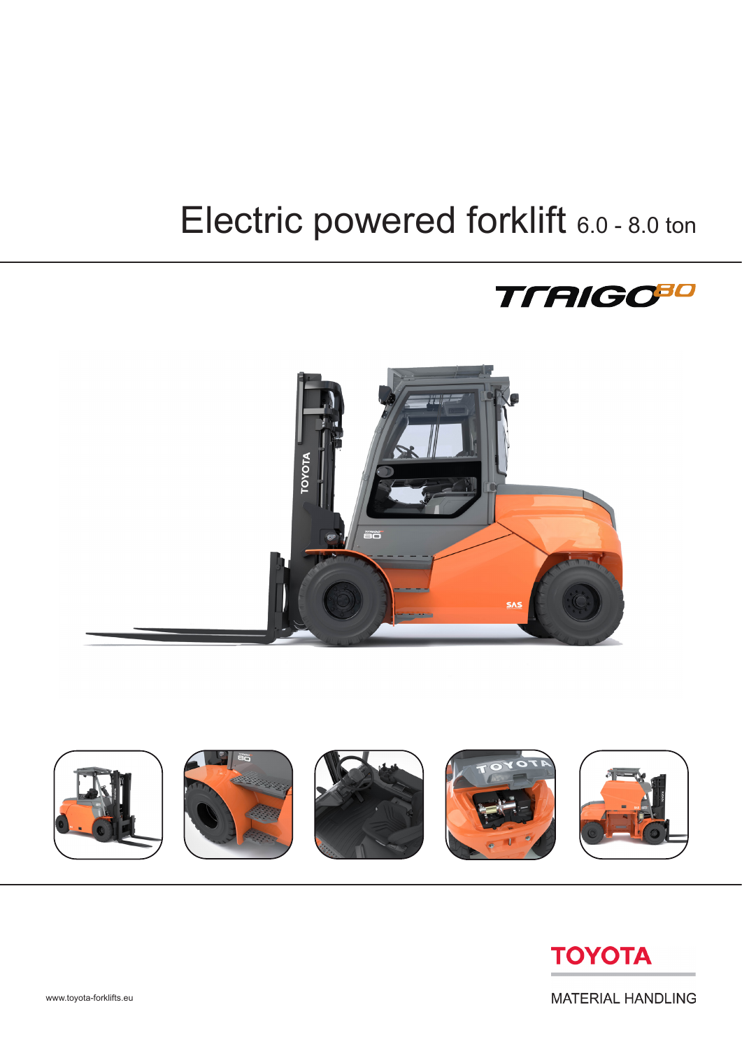# Electric powered forklift 6.0 - 8.0 ton

TRAIGO 80

TOYOTA

MATERIAL HANDLING

www.toyota-forklifts.eu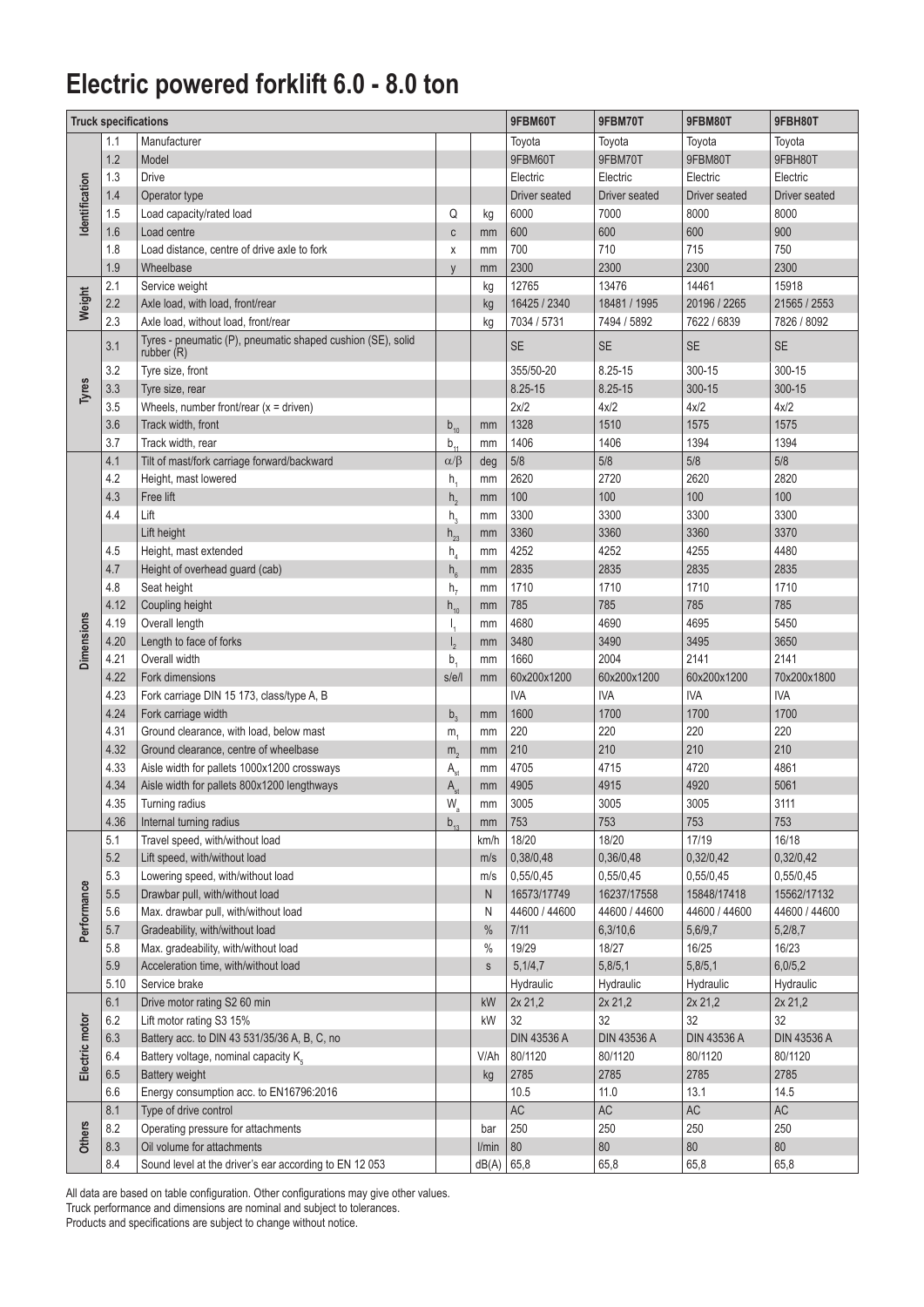# Electric powered forklift 6.0 - 8.0 ton

| Truck specifications | | | | | 9FBM60T | 9FBM70T | 9FBM80T | 9FBH80T |
|---|---|---|---|---|---|---|---|---|
| Identification | 1.1 | Manufacturer | | | Toyota | Toyota | Toyota | Toyota |
| | 1.2 | Model | | | 9FBM60T | 9FBM70T | 9FBM80T | 9FBH80T |
| | 1.3 | Drive | | | Electric | Electric | Electric | Electric |
| | 1.4 | Operator type | | | Driver seated | Driver seated | Driver seated | Driver seated |
| | 1.5 | Load capacity/rated load | Q | kg | 6000 | 7000 | 8000 | 8000 |
| | 1.6 | Load centre | c | mm | 600 | 600 | 600 | 900 |
| | 1.8 | Load distance, centre of drive axle to fork | x | mm | 700 | 710 | 715 | 750 |
| | 1.9 | Wheelbase | y | mm | 2300 | 2300 | 2300 | 2300 |
| Weight | 2.1 | Service weight | | kg | 12765 | 13476 | 14461 | 15918 |
| | 2.2 | Axle load, with load, front/rear | | kg | 16425 / 2340 | 18481 / 1995 | 20196 / 2265 | 21565 / 2553 |
| | 2.3 | Axle load, without load, front/rear | | kg | 7034 / 5731 | 7494 / 5892 | 7622 / 6839 | 7826 / 8092 |
| Tyres | 3.1 | Tyres - pneumatic (P), pneumatic shaped cushion (SE), solid rubber (R) | | | SE | SE | SE | SE |
| | 3.2 | Tyre size, front | | | 355/50-20 | 8.25-15 | 300-15 | 300-15 |
| | 3.3 | Tyre size, rear | | | 8.25-15 | 8.25-15 | 300-15 | 300-15 |
| | 3.5 | Wheels, number front/rear (x = driven) | | | 2x/2 | 4x/2 | 4x/2 | 4x/2 |
| | 3.6 | Track width, front | $b_{10}$ | mm | 1328 | 1510 | 1575 | 1575 |
| | 3.7 | Track width, rear | $b_{11}$ | mm | 1406 | 1406 | 1394 | 1394 |
| Dimensions | 4.1 | Tilt of mast/fork carriage forward/backward | $\alpha/\beta$ | deg | 5/8 | 5/8 | 5/8 | 5/8 |
| | 4.2 | Height, mast lowered | $h_1$ | mm | 2620 | 2720 | 2620 | 2820 |
| | 4.3 | Free lift | $h_2$ | mm | 100 | 100 | 100 | 100 |
| | 4.4 | Lift | $h_3$ | mm | 3300 | 3300 | 3300 | 3300 |
| | | Lift height | $h_{23}$ | mm | 3360 | 3360 | 3360 | 3370 |
| | 4.5 | Height, mast extended | $h_4$ | mm | 4252 | 4252 | 4255 | 4480 |
| | 4.7 | Height of overhead guard (cab) | $h_6$ | mm | 2835 | 2835 | 2835 | 2835 |
| | 4.8 | Seat height | $h_7$ | mm | 1710 | 1710 | 1710 | 1710 |
| | 4.12 | Coupling height | $h_{10}$ | mm | 785 | 785 | 785 | 785 |
| | 4.19 | Overall length | $l_1$ | mm | 4680 | 4690 | 4695 | 5450 |
| | 4.20 | Length to face of forks | $l_2$ | mm | 3480 | 3490 | 3495 | 3650 |
| | 4.21 | Overall width | $b_1$ | mm | 1660 | 2004 | 2141 | 2141 |
| | 4.22 | Fork dimensions | s/e/l | mm | 60x200x1200 | 60x200x1200 | 60x200x1200 | 70x200x1800 |
| | 4.23 | Fork carriage DIN 15 173, class/type A, B | | | IVA | IVA | IVA | IVA |
| | 4.24 | Fork carriage width | $b_3$ | mm | 1600 | 1700 | 1700 | 1700 |
| | 4.31 | Ground clearance, with load, below mast | $m_1$ | mm | 220 | 220 | 220 | 220 |
| | 4.32 | Ground clearance, centre of wheelbase | $m_2$ | mm | 210 | 210 | 210 | 210 |
| | 4.33 | Aisle width for pallets 1000x1200 crossways | $A_{st}$ | mm | 4705 | 4715 | 4720 | 4861 |
| | 4.34 | Aisle width for pallets 800x1200 lengthways | $A_{st}$ | mm | 4905 | 4915 | 4920 | 5061 |
| | 4.35 | Turning radius | $W_a$ | mm | 3005 | 3005 | 3005 | 3111 |
| | 4.36 | Internal turning radius | $b_{13}$ | mm | 753 | 753 | 753 | 753 |
| Performance | 5.1 | Travel speed, with/without load | | km/h | 18/20 | 18/20 | 17/19 | 16/18 |
| | 5.2 | Lift speed, with/without load | | m/s | 0,38/0,48 | 0,36/0,48 | 0,32/0,42 | 0,32/0,42 |
| | 5.3 | Lowering speed, with/without load | | m/s | 0,55/0,45 | 0,55/0,45 | 0,55/0,45 | 0,55/0,45 |
| | 5.5 | Drawbar pull, with/without load | | N | 16573/17749 | 16237/17558 | 15848/17418 | 15562/17132 |
| | 5.6 | Max. drawbar pull, with/without load | | N | 44600 / 44600 | 44600 / 44600 | 44600 / 44600 | 44600 / 44600 |
| | 5.7 | Gradeability, with/without load | | % | 7/11 | 6,3/10,6 | 5,6/9,7 | 5,2/8,7 |
| | 5.8 | Max. gradeability, with/without load | | % | 19/29 | 18/27 | 16/25 | 16/23 |
| | 5.9 | Acceleration time, with/without load | | s | 5,1/4,7 | 5,8/5,1 | 5,8/5,1 | 6,0/5,2 |
| | 5.10 | Service brake | | | Hydraulic | Hydraulic | Hydraulic | Hydraulic |
| Electric motor | 6.1 | Drive motor rating S2 60 min | | kW | 2x 21,2 | 2x 21,2 | 2x 21,2 | 2x 21,2 |
| | 6.2 | Lift motor rating S3 15% | | kW | 32 | 32 | 32 | 32 |
| | 6.3 | Battery acc. to DIN 43 531/35/36 A, B, C, no | | | DIN 43536 A | DIN 43536 A | DIN 43536 A | DIN 43536 A |
| | 6.4 | Battery voltage, nominal capacity $K_5$ | | V/Ah | 80/1120 | 80/1120 | 80/1120 | 80/1120 |
| | 6.5 | Battery weight | | kg | 2785 | 2785 | 2785 | 2785 |
| | 6.6 | Energy consumption acc. to EN16796:2016 | | | 10.5 | 11.0 | 13.1 | 14.5 |
| Others | 8.1 | Type of drive control | | | AC | AC | AC | AC |
| | 8.2 | Operating pressure for attachments | | bar | 250 | 250 | 250 | 250 |
| | 8.3 | Oil volume for attachments | | l/min | 80 | 80 | 80 | 80 |
| | 8.4 | Sound level at the driver's ear according to EN 12 053 | | dB(A) | 65,8 | 65,8 | 65,8 | 65,8 |

All data are based on table configuration. Other configurations may give other values.
Truck performance and dimensions are nominal and subject to tolerances.
Products and specifications are subject to change without notice.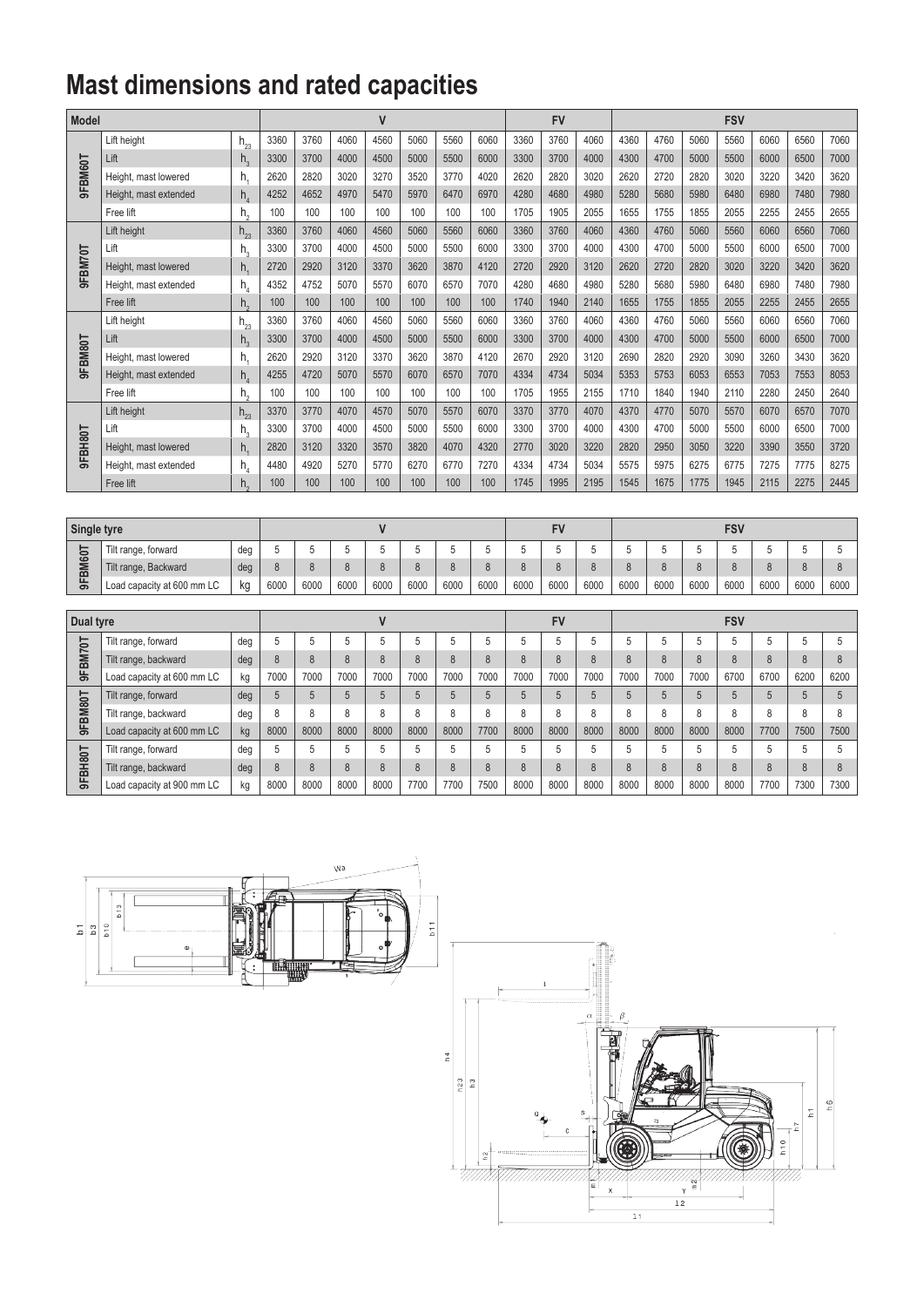# Mast dimensions and rated capacities

| Model | | | V | | | | | | | FV | | | FSV | | | | | | |
|---|---|---|---|---|---|---|---|---|---|---|---|---|---|---|---|---|---|---|---|
| 9FBM60T | Lift height | $h_{23}$ | 3360 | 3760 | 4060 | 4560 | 5060 | 5560 | 6060 | 3360 | 3760 | 4060 | 4360 | 4760 | 5060 | 5560 | 6060 | 6560 | 7060 |
| | Lift | $h_3$ | 3300 | 3700 | 4000 | 4500 | 5000 | 5500 | 6000 | 3300 | 3700 | 4000 | 4300 | 4700 | 5000 | 5500 | 6000 | 6500 | 7000 |
| | Height, mast lowered | $h_1$ | 2620 | 2820 | 3020 | 3270 | 3520 | 3770 | 4020 | 2620 | 2820 | 3020 | 2620 | 2720 | 2820 | 3020 | 3220 | 3420 | 3620 |
| | Height, mast extended | $h_4$ | 4252 | 4652 | 4970 | 5470 | 5970 | 6470 | 6970 | 4280 | 4680 | 4980 | 5280 | 5680 | 5980 | 6480 | 6980 | 7480 | 7980 |
| | Free lift | $h_2$ | 100 | 100 | 100 | 100 | 100 | 100 | 100 | 1705 | 1905 | 2055 | 1655 | 1755 | 1855 | 2055 | 2255 | 2455 | 2655 |
| 9FBM70T | Lift height | $h_{23}$ | 3360 | 3760 | 4060 | 4560 | 5060 | 5560 | 6060 | 3360 | 3760 | 4060 | 4360 | 4760 | 5060 | 5560 | 6060 | 6560 | 7060 |
| | Lift | $h_3$ | 3300 | 3700 | 4000 | 4500 | 5000 | 5500 | 6000 | 3300 | 3700 | 4000 | 4300 | 4700 | 5000 | 5500 | 6000 | 6500 | 7000 |
| | Height, mast lowered | $h_1$ | 2720 | 2920 | 3120 | 3370 | 3620 | 3870 | 4120 | 2720 | 2920 | 3120 | 2620 | 2720 | 2820 | 3020 | 3220 | 3420 | 3620 |
| | Height, mast extended | $h_4$ | 4352 | 4752 | 5070 | 5570 | 6070 | 6570 | 7070 | 4280 | 4680 | 4980 | 5280 | 5680 | 5980 | 6480 | 6980 | 7480 | 7980 |
| | Free lift | $h_2$ | 100 | 100 | 100 | 100 | 100 | 100 | 100 | 1740 | 1940 | 2140 | 1655 | 1755 | 1855 | 2055 | 2255 | 2455 | 2655 |
| 9FBM80T | Lift height | $h_{23}$ | 3360 | 3760 | 4060 | 4560 | 5060 | 5560 | 6060 | 3360 | 3760 | 4060 | 4360 | 4760 | 5060 | 5560 | 6060 | 6560 | 7060 |
| | Lift | $h_3$ | 3300 | 3700 | 4000 | 4500 | 5000 | 5500 | 6000 | 3300 | 3700 | 4000 | 4300 | 4700 | 5000 | 5500 | 6000 | 6500 | 7000 |
| | Height, mast lowered | $h_1$ | 2620 | 2920 | 3120 | 3370 | 3620 | 3870 | 4120 | 2670 | 2920 | 3120 | 2690 | 2820 | 2920 | 3090 | 3260 | 3430 | 3620 |
| | Height, mast extended | $h_4$ | 4255 | 4720 | 5070 | 5570 | 6070 | 6570 | 7070 | 4334 | 4734 | 5034 | 5353 | 5753 | 6053 | 6553 | 7053 | 7553 | 8053 |
| | Free lift | $h_2$ | 100 | 100 | 100 | 100 | 100 | 100 | 100 | 1705 | 1955 | 2155 | 1710 | 1840 | 1940 | 2110 | 2280 | 2450 | 2640 |
| 9FBH80T | Lift height | $h_{23}$ | 3370 | 3770 | 4070 | 4570 | 5070 | 5570 | 6070 | 3370 | 3770 | 4070 | 4370 | 4770 | 5070 | 5570 | 6070 | 6570 | 7070 |
| | Lift | $h_3$ | 3300 | 3700 | 4000 | 4500 | 5000 | 5500 | 6000 | 3300 | 3700 | 4000 | 4300 | 4700 | 5000 | 5500 | 6000 | 6500 | 7000 |
| | Height, mast lowered | $h_1$ | 2820 | 3120 | 3320 | 3570 | 3820 | 4070 | 4320 | 2770 | 3020 | 3220 | 2820 | 2950 | 3050 | 3220 | 3390 | 3550 | 3720 |
| | Height, mast extended | $h_4$ | 4480 | 4920 | 5270 | 5770 | 6270 | 6770 | 7270 | 4334 | 4734 | 5034 | 5575 | 5975 | 6275 | 6775 | 7275 | 7775 | 8275 |
| | Free lift | $h_2$ | 100 | 100 | 100 | 100 | 100 | 100 | 100 | 1745 | 1995 | 2195 | 1545 | 1675 | 1775 | 1945 | 2115 | 2275 | 2445 |

| Single tyre | | | V | | | | | | | FV | | | FSV | | | | | | |
|---|---|---|---|---|---|---|---|---|---|---|---|---|---|---|---|---|---|---|---|
| 9FBM60T | Tilt range, forward | deg | 5 | 5 | 5 | 5 | 5 | 5 | 5 | 5 | 5 | 5 | 5 | 5 | 5 | 5 | 5 | 5 | 5 |
| | Tilt range, Backward | deg | 8 | 8 | 8 | 8 | 8 | 8 | 8 | 8 | 8 | 8 | 8 | 8 | 8 | 8 | 8 | 8 | 8 |
| | Load capacity at 600 mm LC | kg | 6000 | 6000 | 6000 | 6000 | 6000 | 6000 | 6000 | 6000 | 6000 | 6000 | 6000 | 6000 | 6000 | 6000 | 6000 | 6000 | 6000 |

| Dual tyre | | | V | | | | | | | FV | | | FSV | | | | | | |
|---|---|---|---|---|---|---|---|---|---|---|---|---|---|---|---|---|---|---|---|
| 9FBM70T | Tilt range, forward | deg | 5 | 5 | 5 | 5 | 5 | 5 | 5 | 5 | 5 | 5 | 5 | 5 | 5 | 5 | 5 | 5 | 5 |
| | Tilt range, backward | deg | 8 | 8 | 8 | 8 | 8 | 8 | 8 | 8 | 8 | 8 | 8 | 8 | 8 | 8 | 8 | 8 | 8 |
| | Load capacity at 600 mm LC | kg | 7000 | 7000 | 7000 | 7000 | 7000 | 7000 | 7000 | 7000 | 7000 | 7000 | 7000 | 7000 | 7000 | 6700 | 6700 | 6200 | 6200 |
| 9FBM80T | Tilt range, forward | deg | 5 | 5 | 5 | 5 | 5 | 5 | 5 | 5 | 5 | 5 | 5 | 5 | 5 | 5 | 5 | 5 | 5 |
| | Tilt range, backward | deg | 8 | 8 | 8 | 8 | 8 | 8 | 8 | 8 | 8 | 8 | 8 | 8 | 8 | 8 | 8 | 8 | 8 |
| | Load capacity at 600 mm LC | kg | 8000 | 8000 | 8000 | 8000 | 8000 | 8000 | 7700 | 8000 | 8000 | 8000 | 8000 | 8000 | 8000 | 8000 | 7700 | 7500 | 7500 |
| 9FBH80T | Tilt range, forward | deg | 5 | 5 | 5 | 5 | 5 | 5 | 5 | 5 | 5 | 5 | 5 | 5 | 5 | 5 | 5 | 5 | 5 |
| | Tilt range, backward | deg | 8 | 8 | 8 | 8 | 8 | 8 | 8 | 8 | 8 | 8 | 8 | 8 | 8 | 8 | 8 | 8 | 8 |
| | Load capacity at 900 mm LC | kg | 8000 | 8000 | 8000 | 8000 | 7700 | 7700 | 7500 | 8000 | 8000 | 8000 | 8000 | 8000 | 8000 | 8000 | 7700 | 7300 | 7300 |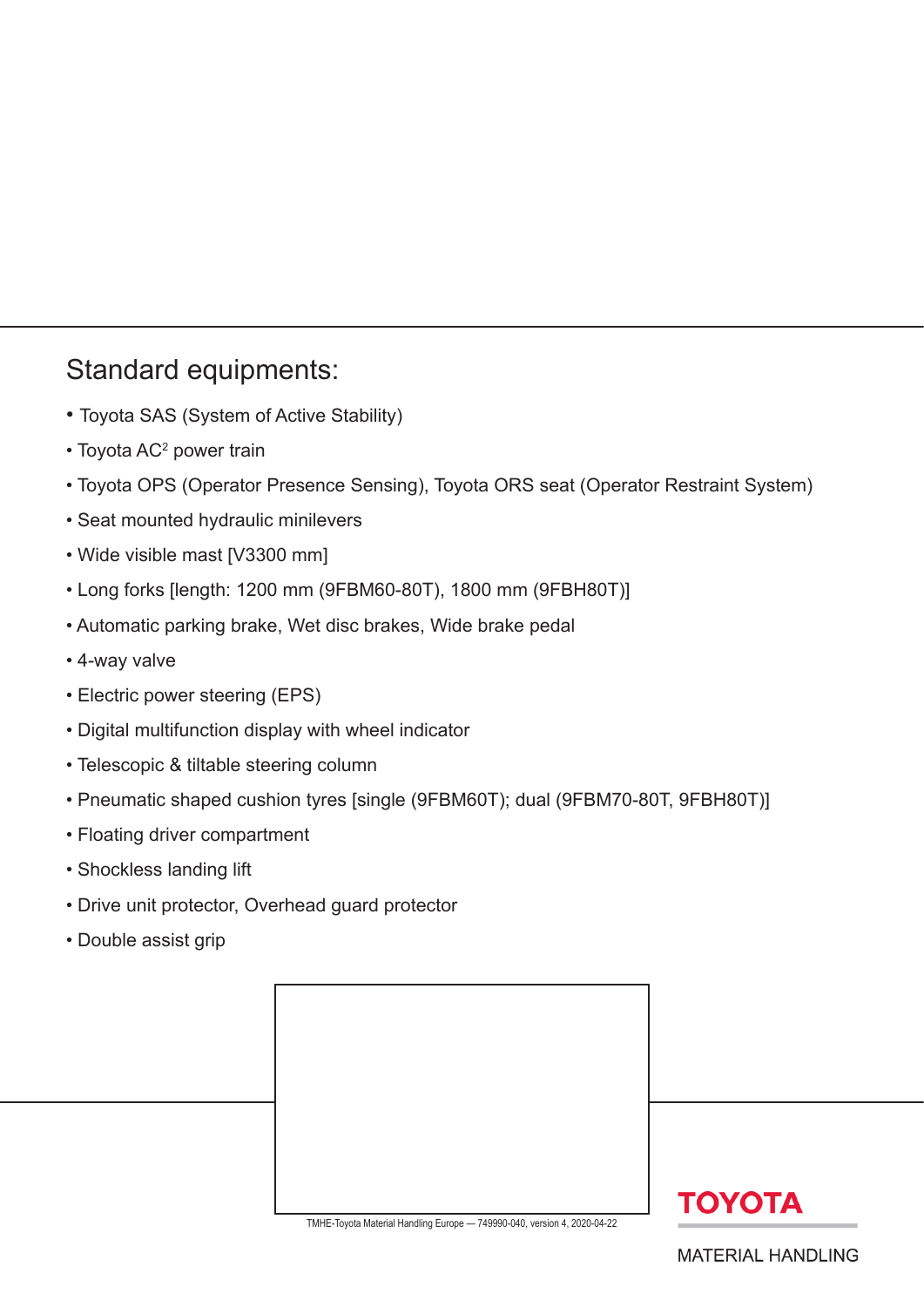## Standard equipments:

- Toyota SAS (System of Active Stability)
- Toyota AC$^2$ power train
- Toyota OPS (Operator Presence Sensing), Toyota ORS seat (Operator Restraint System)
- Seat mounted hydraulic minilevers
- Wide visible mast [V3300 mm]
- Long forks [length: 1200 mm (9FBM60-80T), 1800 mm (9FBH80T)]
- Automatic parking brake, Wet disc brakes, Wide brake pedal
- 4-way valve
- Electric power steering (EPS)
- Digital multifunction display with wheel indicator
- Telescopic & tiltable steering column
- Pneumatic shaped cushion tyres [single (9FBM60T); dual (9FBM70-80T, 9FBH80T)]
- Floating driver compartment
- Shockless landing lift
- Drive unit protector, Overhead guard protector
- Double assist grip

TMHE-Toyota Material Handling Europe — 749990-040, version 4, 2020-04-22

TOYOTA

MATERIAL HANDLING